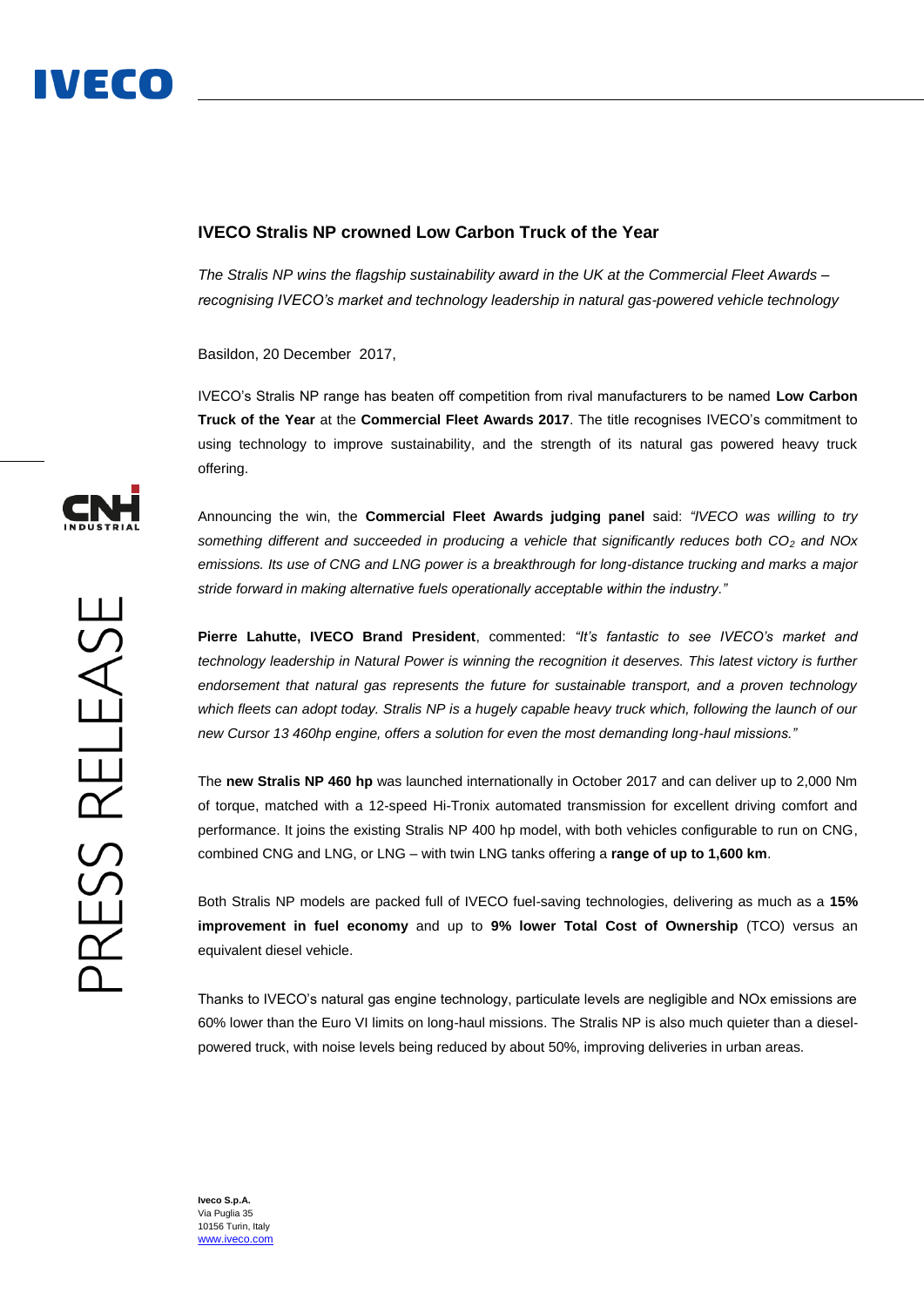## IVECO Stralis NP crowned Low Carbon Truck of the Year

*The Stralis NP wins the flagship sustainability award in the UK at the Commercial Fleet Awards – recognising IVECO's market and technology leadership in natural gas-powered vehicle technology*

Basildon, 20 December 2017,

IVECO's Stralis NP range has beaten off competition from rival manufacturers to be named **Low Carbon Truck of the Year** at the **Commercial Fleet Awards 2017**. The title recognises IVECO's commitment to using technology to improve sustainability, and the strength of its natural gas powered heavy truck offering.

Announcing the win, the **Commercial Fleet Awards judging panel** said: *"IVECO was willing to try something different and succeeded in producing a vehicle that significantly reduces both $CO_2$ and NOx emissions. Its use of CNG and LNG power is a breakthrough for long-distance trucking and marks a major stride forward in making alternative fuels operationally acceptable within the industry."*

**Pierre Lahutte, IVECO Brand President**, commented: *"It's fantastic to see IVECO's market and technology leadership in Natural Power is winning the recognition it deserves. This latest victory is further endorsement that natural gas represents the future for sustainable transport, and a proven technology which fleets can adopt today. Stralis NP is a hugely capable heavy truck which, following the launch of our new Cursor 13 460hp engine, offers a solution for even the most demanding long-haul missions."*

The **new Stralis NP 460 hp** was launched internationally in October 2017 and can deliver up to 2,000 Nm of torque, matched with a 12-speed Hi-Tronix automated transmission for excellent driving comfort and performance. It joins the existing Stralis NP 400 hp model, with both vehicles configurable to run on CNG, combined CNG and LNG, or LNG – with twin LNG tanks offering a **range of up to 1,600 km**.

Both Stralis NP models are packed full of IVECO fuel-saving technologies, delivering as much as a **15% improvement in fuel economy** and up to **9% lower Total Cost of Ownership** (TCO) versus an equivalent diesel vehicle.

Thanks to IVECO's natural gas engine technology, particulate levels are negligible and NOx emissions are 60% lower than the Euro VI limits on long-haul missions. The Stralis NP is also much quieter than a diesel-powered truck, with noise levels being reduced by about 50%, improving deliveries in urban areas.

**Iveco S.p.A.**
Via Puglia 35
10156 Turin, Italy
www.iveco.com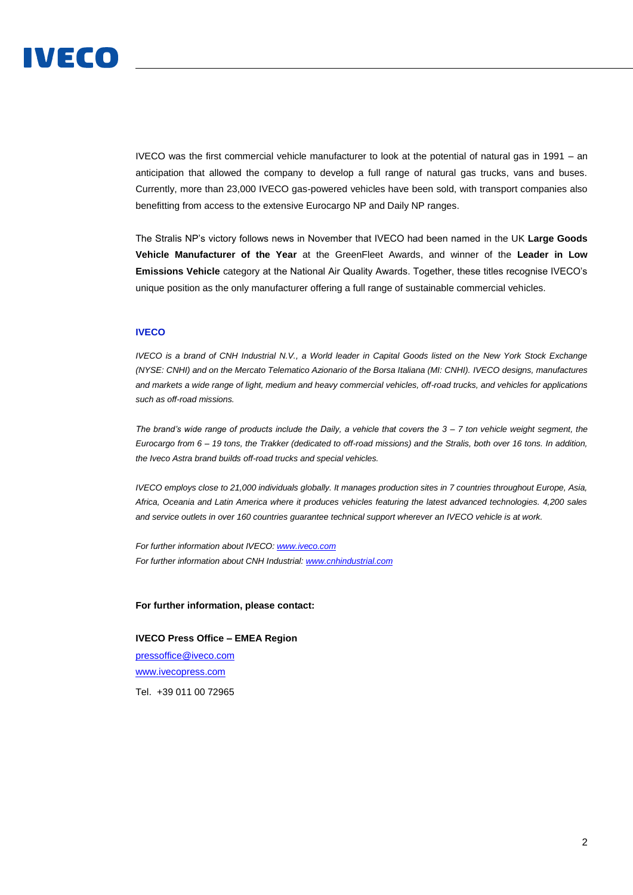IVECO was the first commercial vehicle manufacturer to look at the potential of natural gas in 1991 – an anticipation that allowed the company to develop a full range of natural gas trucks, vans and buses. Currently, more than 23,000 IVECO gas-powered vehicles have been sold, with transport companies also benefitting from access to the extensive Eurocargo NP and Daily NP ranges.

The Stralis NP's victory follows news in November that IVECO had been named in the UK **Large Goods Vehicle Manufacturer of the Year** at the GreenFleet Awards, and winner of the **Leader in Low Emissions Vehicle** category at the National Air Quality Awards. Together, these titles recognise IVECO's unique position as the only manufacturer offering a full range of sustainable commercial vehicles.

**IVECO**

*IVECO is a brand of CNH Industrial N.V., a World leader in Capital Goods listed on the New York Stock Exchange (NYSE: CNHI) and on the Mercato Telematico Azionario of the Borsa Italiana (MI: CNHI). IVECO designs, manufactures and markets a wide range of light, medium and heavy commercial vehicles, off-road trucks, and vehicles for applications such as off-road missions.*

*The brand's wide range of products include the Daily, a vehicle that covers the 3 – 7 ton vehicle weight segment, the Eurocargo from 6 – 19 tons, the Trakker (dedicated to off-road missions) and the Stralis, both over 16 tons. In addition, the Iveco Astra brand builds off-road trucks and special vehicles.*

*IVECO employs close to 21,000 individuals globally. It manages production sites in 7 countries throughout Europe, Asia, Africa, Oceania and Latin America where it produces vehicles featuring the latest advanced technologies. 4,200 sales and service outlets in over 160 countries guarantee technical support wherever an IVECO vehicle is at work.*

*For further information about IVECO: www.iveco.com*
*For further information about CNH Industrial: www.cnhindustrial.com*

**For further information, please contact:**

**IVECO Press Office – EMEA Region**

pressoffice@iveco.com

www.ivecopress.com

Tel. +39 011 00 72965